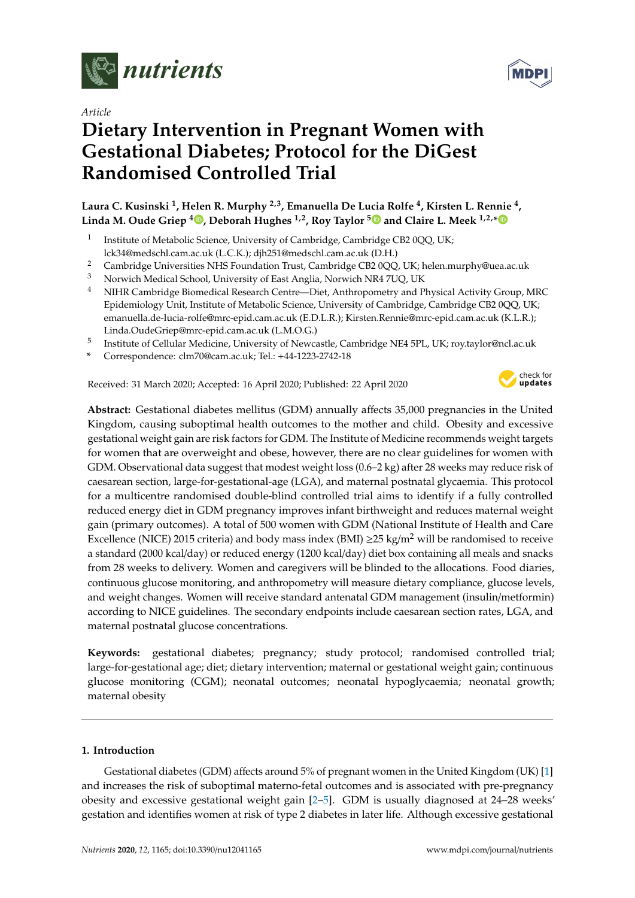*Article*

# Dietary Intervention in Pregnant Women with Gestational Diabetes; Protocol for the DiGest Randomised Controlled Trial

**Laura C. Kusinski [1], Helen R. Murphy [2,3], Emanuella De Lucia Rolfe [4], Kirsten L. Rennie [4], Linda M. Oude Griep [4], Deborah Hughes [1,2], Roy Taylor [5] and Claire L. Meek [1,2,*]**

1. Institute of Metabolic Science, University of Cambridge, Cambridge CB2 0QQ, UK; lck34@medschl.cam.ac.uk (L.C.K.); djh251@medschl.cam.ac.uk (D.H.)
2. Cambridge Universities NHS Foundation Trust, Cambridge CB2 0QQ, UK; helen.murphy@uea.ac.uk
3. Norwich Medical School, University of East Anglia, Norwich NR4 7UQ, UK
4. NIHR Cambridge Biomedical Research Centre—Diet, Anthropometry and Physical Activity Group, MRC Epidemiology Unit, Institute of Metabolic Science, University of Cambridge, Cambridge CB2 0QQ, UK; emanuella.de-lucia-rolfe@mrc-epid.cam.ac.uk (E.D.L.R.); Kirsten.Rennie@mrc-epid.cam.ac.uk (K.L.R.); Linda.OudeGriep@mrc-epid.cam.ac.uk (L.M.O.G.)
5. Institute of Cellular Medicine, University of Newcastle, Cambridge NE4 5PL, UK; roy.taylor@ncl.ac.uk

\* Correspondence: clm70@cam.ac.uk; Tel.: +44-1223-2742-18

Received: 31 March 2020; Accepted: 16 April 2020; Published: 22 April 2020

**Abstract:** Gestational diabetes mellitus (GDM) annually affects 35,000 pregnancies in the United Kingdom, causing suboptimal health outcomes to the mother and child. Obesity and excessive gestational weight gain are risk factors for GDM. The Institute of Medicine recommends weight targets for women that are overweight and obese, however, there are no clear guidelines for women with GDM. Observational data suggest that modest weight loss (0.6–2 kg) after 28 weeks may reduce risk of caesarean section, large-for-gestational-age (LGA), and maternal postnatal glycaemia. This protocol for a multicentre randomised double-blind controlled trial aims to identify if a fully controlled reduced energy diet in GDM pregnancy improves infant birthweight and reduces maternal weight gain (primary outcomes). A total of 500 women with GDM (National Institute of Health and Care Excellence (NICE) 2015 criteria) and body mass index (BMI) $\geq$25 kg/m$^2$ will be randomised to receive a standard (2000 kcal/day) or reduced energy (1200 kcal/day) diet box containing all meals and snacks from 28 weeks to delivery. Women and caregivers will be blinded to the allocations. Food diaries, continuous glucose monitoring, and anthropometry will measure dietary compliance, glucose levels, and weight changes. Women will receive standard antenatal GDM management (insulin/metformin) according to NICE guidelines. The secondary endpoints include caesarean section rates, LGA, and maternal postnatal glucose concentrations.

**Keywords:** gestational diabetes; pregnancy; study protocol; randomised controlled trial; large-for-gestational-age; diet; dietary intervention; maternal or gestational weight gain; continuous glucose monitoring (CGM); neonatal outcomes; neonatal hypoglycaemia; neonatal growth; maternal obesity

## 1. Introduction

Gestational diabetes (GDM) affects around 5% of pregnant women in the United Kingdom (UK) [1] and increases the risk of suboptimal materno-fetal outcomes and is associated with pre-pregnancy obesity and excessive gestational weight gain [2–5]. GDM is usually diagnosed at 24–28 weeks' gestation and identifies women at risk of type 2 diabetes in later life. Although excessive gestational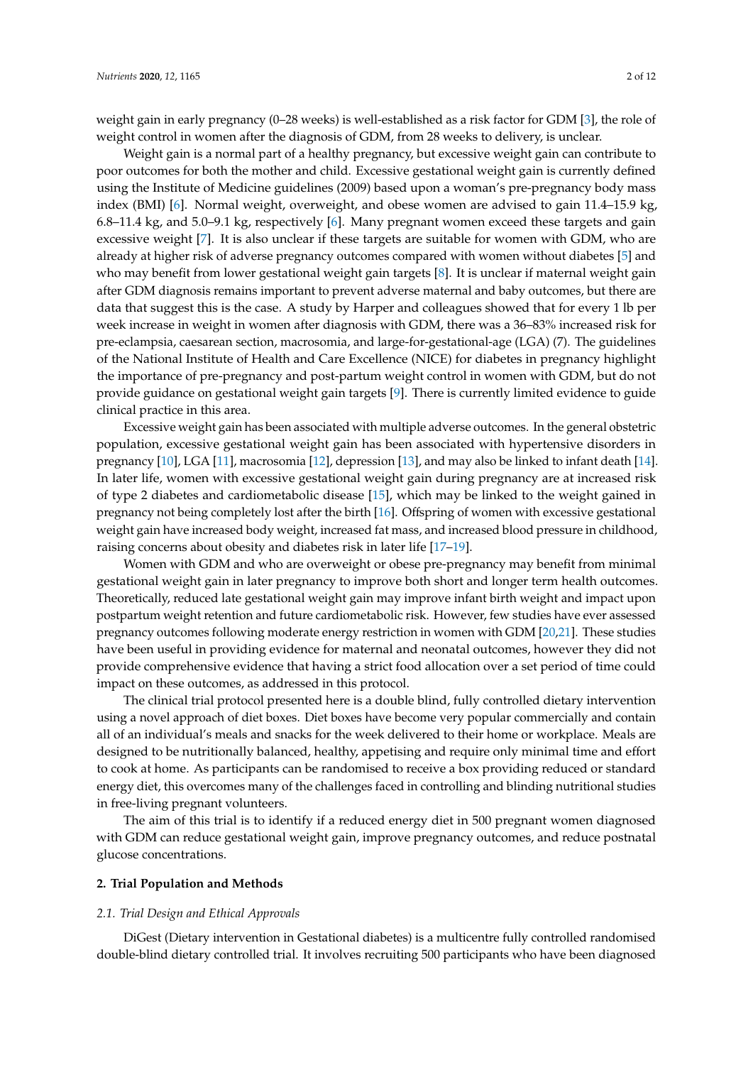weight gain in early pregnancy (0–28 weeks) is well-established as a risk factor for GDM [3], the role of weight control in women after the diagnosis of GDM, from 28 weeks to delivery, is unclear.

Weight gain is a normal part of a healthy pregnancy, but excessive weight gain can contribute to poor outcomes for both the mother and child. Excessive gestational weight gain is currently defined using the Institute of Medicine guidelines (2009) based upon a woman's pre-pregnancy body mass index (BMI) [6]. Normal weight, overweight, and obese women are advised to gain 11.4–15.9 kg, 6.8–11.4 kg, and 5.0–9.1 kg, respectively [6]. Many pregnant women exceed these targets and gain excessive weight [7]. It is also unclear if these targets are suitable for women with GDM, who are already at higher risk of adverse pregnancy outcomes compared with women without diabetes [5] and who may benefit from lower gestational weight gain targets [8]. It is unclear if maternal weight gain after GDM diagnosis remains important to prevent adverse maternal and baby outcomes, but there are data that suggest this is the case. A study by Harper and colleagues showed that for every 1 lb per week increase in weight in women after diagnosis with GDM, there was a 36–83% increased risk for pre-eclampsia, caesarean section, macrosomia, and large-for-gestational-age (LGA) (7). The guidelines of the National Institute of Health and Care Excellence (NICE) for diabetes in pregnancy highlight the importance of pre-pregnancy and post-partum weight control in women with GDM, but do not provide guidance on gestational weight gain targets [9]. There is currently limited evidence to guide clinical practice in this area.

Excessive weight gain has been associated with multiple adverse outcomes. In the general obstetric population, excessive gestational weight gain has been associated with hypertensive disorders in pregnancy [10], LGA [11], macrosomia [12], depression [13], and may also be linked to infant death [14]. In later life, women with excessive gestational weight gain during pregnancy are at increased risk of type 2 diabetes and cardiometabolic disease [15], which may be linked to the weight gained in pregnancy not being completely lost after the birth [16]. Offspring of women with excessive gestational weight gain have increased body weight, increased fat mass, and increased blood pressure in childhood, raising concerns about obesity and diabetes risk in later life [17–19].

Women with GDM and who are overweight or obese pre-pregnancy may benefit from minimal gestational weight gain in later pregnancy to improve both short and longer term health outcomes. Theoretically, reduced late gestational weight gain may improve infant birth weight and impact upon postpartum weight retention and future cardiometabolic risk. However, few studies have ever assessed pregnancy outcomes following moderate energy restriction in women with GDM [20,21]. These studies have been useful in providing evidence for maternal and neonatal outcomes, however they did not provide comprehensive evidence that having a strict food allocation over a set period of time could impact on these outcomes, as addressed in this protocol.

The clinical trial protocol presented here is a double blind, fully controlled dietary intervention using a novel approach of diet boxes. Diet boxes have become very popular commercially and contain all of an individual's meals and snacks for the week delivered to their home or workplace. Meals are designed to be nutritionally balanced, healthy, appetising and require only minimal time and effort to cook at home. As participants can be randomised to receive a box providing reduced or standard energy diet, this overcomes many of the challenges faced in controlling and blinding nutritional studies in free-living pregnant volunteers.

The aim of this trial is to identify if a reduced energy diet in 500 pregnant women diagnosed with GDM can reduce gestational weight gain, improve pregnancy outcomes, and reduce postnatal glucose concentrations.

## 2. Trial Population and Methods

### 2.1. Trial Design and Ethical Approvals

DiGest (Dietary intervention in Gestational diabetes) is a multicentre fully controlled randomised double-blind dietary controlled trial. It involves recruiting 500 participants who have been diagnosed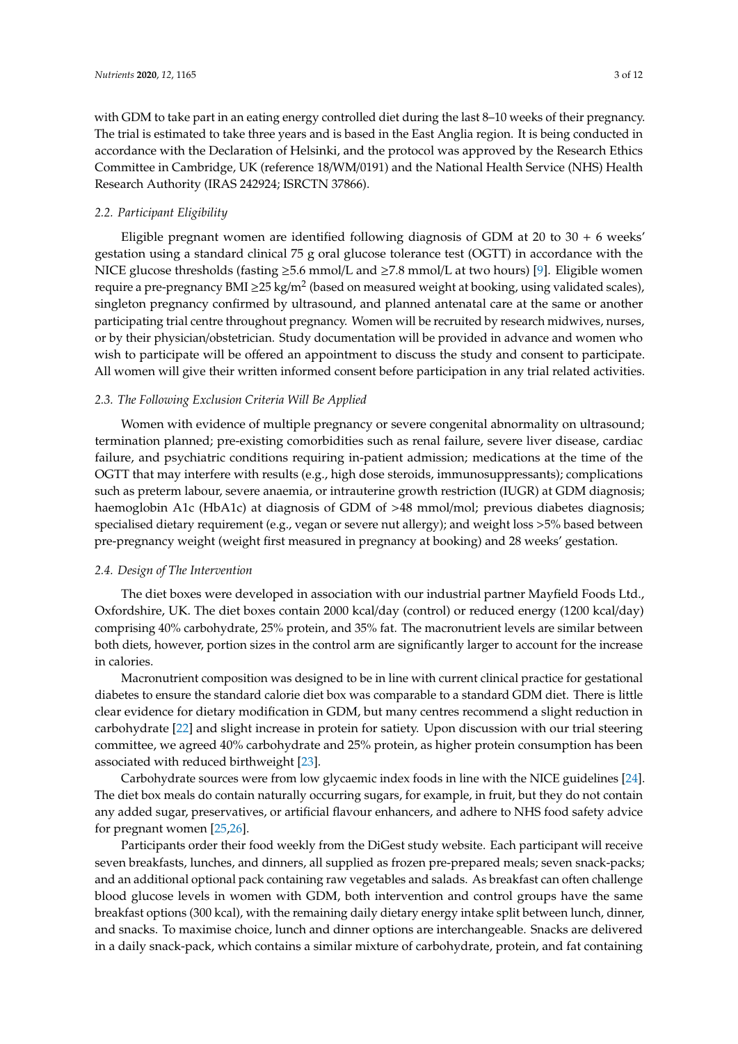with GDM to take part in an eating energy controlled diet during the last 8–10 weeks of their pregnancy. The trial is estimated to take three years and is based in the East Anglia region. It is being conducted in accordance with the Declaration of Helsinki, and the protocol was approved by the Research Ethics Committee in Cambridge, UK (reference 18/WM/0191) and the National Health Service (NHS) Health Research Authority (IRAS 242924; ISRCTN 37866).

### *2.2. Participant Eligibility*

Eligible pregnant women are identified following diagnosis of GDM at 20 to 30 + 6 weeks' gestation using a standard clinical 75 g oral glucose tolerance test (OGTT) in accordance with the NICE glucose thresholds (fasting ≥5.6 mmol/L and ≥7.8 mmol/L at two hours) [9]. Eligible women require a pre-pregnancy BMI ≥25 kg/m$^2$ (based on measured weight at booking, using validated scales), singleton pregnancy confirmed by ultrasound, and planned antenatal care at the same or another participating trial centre throughout pregnancy. Women will be recruited by research midwives, nurses, or by their physician/obstetrician. Study documentation will be provided in advance and women who wish to participate will be offered an appointment to discuss the study and consent to participate. All women will give their written informed consent before participation in any trial related activities.

### *2.3. The Following Exclusion Criteria Will Be Applied*

Women with evidence of multiple pregnancy or severe congenital abnormality on ultrasound; termination planned; pre-existing comorbidities such as renal failure, severe liver disease, cardiac failure, and psychiatric conditions requiring in-patient admission; medications at the time of the OGTT that may interfere with results (e.g., high dose steroids, immunosuppressants); complications such as preterm labour, severe anaemia, or intrauterine growth restriction (IUGR) at GDM diagnosis; haemoglobin A1c (HbA1c) at diagnosis of GDM of >48 mmol/mol; previous diabetes diagnosis; specialised dietary requirement (e.g., vegan or severe nut allergy); and weight loss >5% based between pre-pregnancy weight (weight first measured in pregnancy at booking) and 28 weeks' gestation.

### *2.4. Design of The Intervention*

The diet boxes were developed in association with our industrial partner Mayfield Foods Ltd., Oxfordshire, UK. The diet boxes contain 2000 kcal/day (control) or reduced energy (1200 kcal/day) comprising 40% carbohydrate, 25% protein, and 35% fat. The macronutrient levels are similar between both diets, however, portion sizes in the control arm are significantly larger to account for the increase in calories.

Macronutrient composition was designed to be in line with current clinical practice for gestational diabetes to ensure the standard calorie diet box was comparable to a standard GDM diet. There is little clear evidence for dietary modification in GDM, but many centres recommend a slight reduction in carbohydrate [22] and slight increase in protein for satiety. Upon discussion with our trial steering committee, we agreed 40% carbohydrate and 25% protein, as higher protein consumption has been associated with reduced birthweight [23].

Carbohydrate sources were from low glycaemic index foods in line with the NICE guidelines [24]. The diet box meals do contain naturally occurring sugars, for example, in fruit, but they do not contain any added sugar, preservatives, or artificial flavour enhancers, and adhere to NHS food safety advice for pregnant women [25,26].

Participants order their food weekly from the DiGest study website. Each participant will receive seven breakfasts, lunches, and dinners, all supplied as frozen pre-prepared meals; seven snack-packs; and an additional optional pack containing raw vegetables and salads. As breakfast can often challenge blood glucose levels in women with GDM, both intervention and control groups have the same breakfast options (300 kcal), with the remaining daily dietary energy intake split between lunch, dinner, and snacks. To maximise choice, lunch and dinner options are interchangeable. Snacks are delivered in a daily snack-pack, which contains a similar mixture of carbohydrate, protein, and fat containing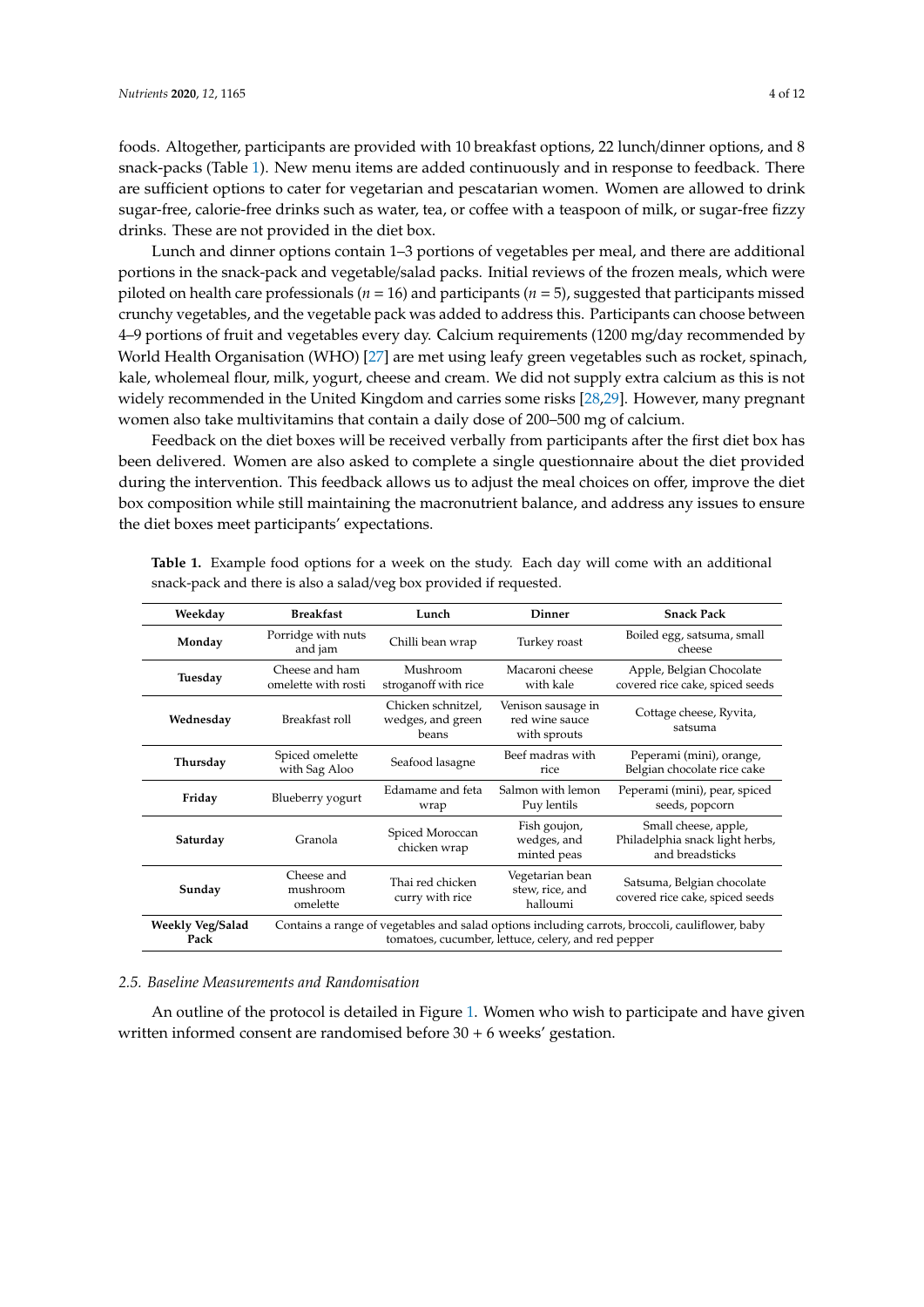foods. Altogether, participants are provided with 10 breakfast options, 22 lunch/dinner options, and 8 snack-packs (Table 1). New menu items are added continuously and in response to feedback. There are sufficient options to cater for vegetarian and pescatarian women. Women are allowed to drink sugar-free, calorie-free drinks such as water, tea, or coffee with a teaspoon of milk, or sugar-free fizzy drinks. These are not provided in the diet box.

Lunch and dinner options contain 1–3 portions of vegetables per meal, and there are additional portions in the snack-pack and vegetable/salad packs. Initial reviews of the frozen meals, which were piloted on health care professionals ($n$ = 16) and participants ($n$ = 5), suggested that participants missed crunchy vegetables, and the vegetable pack was added to address this. Participants can choose between 4–9 portions of fruit and vegetables every day. Calcium requirements (1200 mg/day recommended by World Health Organisation (WHO) [27] are met using leafy green vegetables such as rocket, spinach, kale, wholemeal flour, milk, yogurt, cheese and cream. We did not supply extra calcium as this is not widely recommended in the United Kingdom and carries some risks [28,29]. However, many pregnant women also take multivitamins that contain a daily dose of 200–500 mg of calcium.

Feedback on the diet boxes will be received verbally from participants after the first diet box has been delivered. Women are also asked to complete a single questionnaire about the diet provided during the intervention. This feedback allows us to adjust the meal choices on offer, improve the diet box composition while still maintaining the macronutrient balance, and address any issues to ensure the diet boxes meet participants' expectations.

**Table 1.** Example food options for a week on the study. Each day will come with an additional snack-pack and there is also a salad/veg box provided if requested.

| Weekday | Breakfast | Lunch | Dinner | Snack Pack |
|---|---|---|---|---|
| **Monday** | Porridge with nuts and jam | Chilli bean wrap | Turkey roast | Boiled egg, satsuma, small cheese |
| **Tuesday** | Cheese and ham omelette with rosti | Mushroom stroganoff with rice | Macaroni cheese with kale | Apple, Belgian Chocolate covered rice cake, spiced seeds |
| **Wednesday** | Breakfast roll | Chicken schnitzel, wedges, and green beans | Venison sausage in red wine sauce with sprouts | Cottage cheese, Ryvita, satsuma |
| **Thursday** | Spiced omelette with Sag Aloo | Seafood lasagne | Beef madras with rice | Peperami (mini), orange, Belgian chocolate rice cake |
| **Friday** | Blueberry yogurt | Edamame and feta wrap | Salmon with lemon Puy lentils | Peperami (mini), pear, spiced seeds, popcorn |
| **Saturday** | Granola | Spiced Moroccan chicken wrap | Fish goujon, wedges, and minted peas | Small cheese, apple, Philadelphia snack light herbs, and breadsticks |
| **Sunday** | Cheese and mushroom omelette | Thai red chicken curry with rice | Vegetarian bean stew, rice, and halloumi | Satsuma, Belgian chocolate covered rice cake, spiced seeds |
| **Weekly Veg/Salad Pack** | Contains a range of vegetables and salad options including carrots, broccoli, cauliflower, baby tomatoes, cucumber, lettuce, celery, and red pepper | | | |

### 2.5. Baseline Measurements and Randomisation

An outline of the protocol is detailed in Figure 1. Women who wish to participate and have given written informed consent are randomised before 30 + 6 weeks' gestation.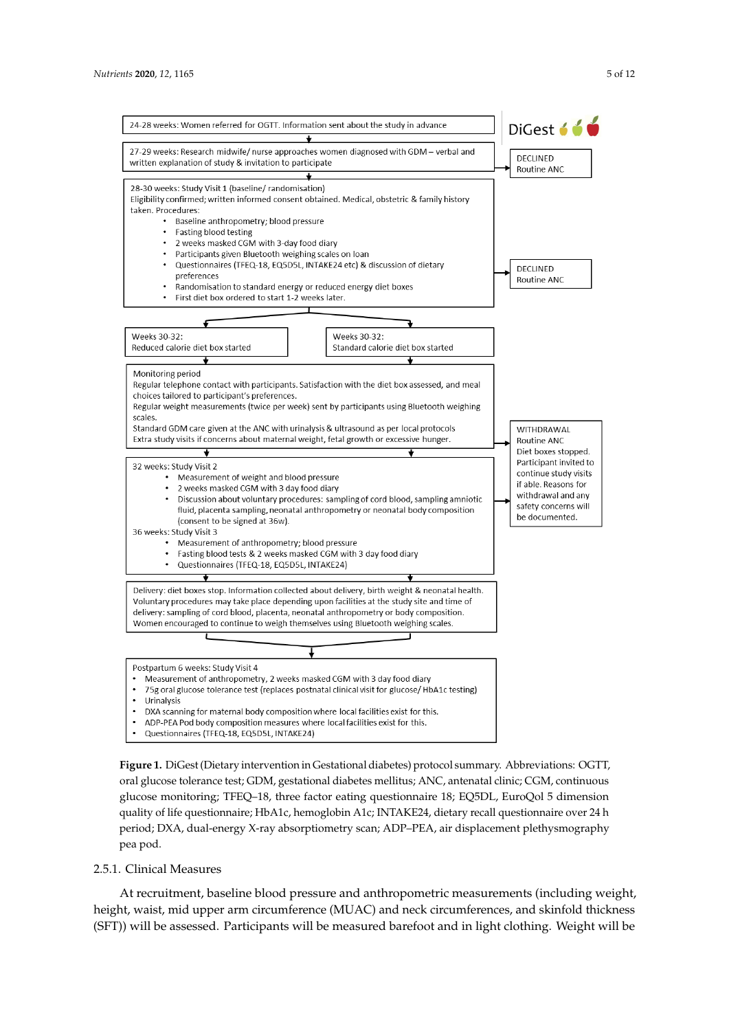24-28 weeks: Women referred for OGTT. Information sent about the study in advance

27-29 weeks: Research midwife/ nurse approaches women diagnosed with GDM – verbal and written explanation of study & invitation to participate

DECLINED
Routine ANC

28-30 weeks: Study Visit 1 (baseline/ randomisation)
Eligibility confirmed; written informed consent obtained. Medical, obstetric & family history taken. Procedures:

- Baseline anthropometry; blood pressure
- Fasting blood testing
- 2 weeks masked CGM with 3-day food diary
- Participants given Bluetooth weighing scales on loan
- Questionnaires (TFEQ-18, EQ5D5L, INTAKE24 etc) & discussion of dietary preferences
- Randomisation to standard energy or reduced energy diet boxes
- First diet box ordered to start 1-2 weeks later.

DECLINED
Routine ANC

Weeks 30-32:
Reduced calorie diet box started

Weeks 30-32:
Standard calorie diet box started

Monitoring period
Regular telephone contact with participants. Satisfaction with the diet box assessed, and meal choices tailored to participant's preferences.
Regular weight measurements (twice per week) sent by participants using Bluetooth weighing scales.
Standard GDM care given at the ANC with urinalysis & ultrasound as per local protocols
Extra study visits if concerns about maternal weight, fetal growth or excessive hunger.

WITHDRAWAL
Routine ANC
Diet boxes stopped.
Participant invited to continue study visits if able. Reasons for withdrawal and any safety concerns will be documented.

32 weeks: Study Visit 2

- Measurement of weight and blood pressure
- 2 weeks masked CGM with 3 day food diary
- Discussion about voluntary procedures: sampling of cord blood, sampling amniotic fluid, placenta sampling, neonatal anthropometry or neonatal body composition (consent to be signed at 36w).

36 weeks: Study Visit 3

- Measurement of anthropometry; blood pressure
- Fasting blood tests & 2 weeks masked CGM with 3 day food diary
- Questionnaires (TFEQ-18, EQ5D5L, INTAKE24)

Delivery: diet boxes stop. Information collected about delivery, birth weight & neonatal health.
Voluntary procedures may take place depending upon facilities at the study site and time of delivery: sampling of cord blood, placenta, neonatal anthropometry or body composition.
Women encouraged to continue to weigh themselves using Bluetooth weighing scales.

Postpartum 6 weeks: Study Visit 4

- Measurement of anthropometry, 2 weeks masked CGM with 3 day food diary
- 75g oral glucose tolerance test (replaces postnatal clinical visit for glucose/ HbA1c testing)
- Urinalysis
- DXA scanning for maternal body composition where local facilities exist for this.
- ADP-PEA Pod body composition measures where local facilities exist for this.
- Questionnaires (TFEQ-18, EQ5D5L, INTAKE24)

**Figure 1.** DiGest (Dietary intervention in Gestational diabetes) protocol summary. Abbreviations: OGTT, oral glucose tolerance test; GDM, gestational diabetes mellitus; ANC, antenatal clinic; CGM, continuous glucose monitoring; TFEQ–18, three factor eating questionnaire 18; EQ5DL, EuroQol 5 dimension quality of life questionnaire; HbA1c, hemoglobin A1c; INTAKE24, dietary recall questionnaire over 24 h period; DXA, dual-energy X-ray absorptiometry scan; ADP–PEA, air displacement plethysmography pea pod.

#### 2.5.1. Clinical Measures

At recruitment, baseline blood pressure and anthropometric measurements (including weight, height, waist, mid upper arm circumference (MUAC) and neck circumferences, and skinfold thickness (SFT)) will be assessed. Participants will be measured barefoot and in light clothing. Weight will be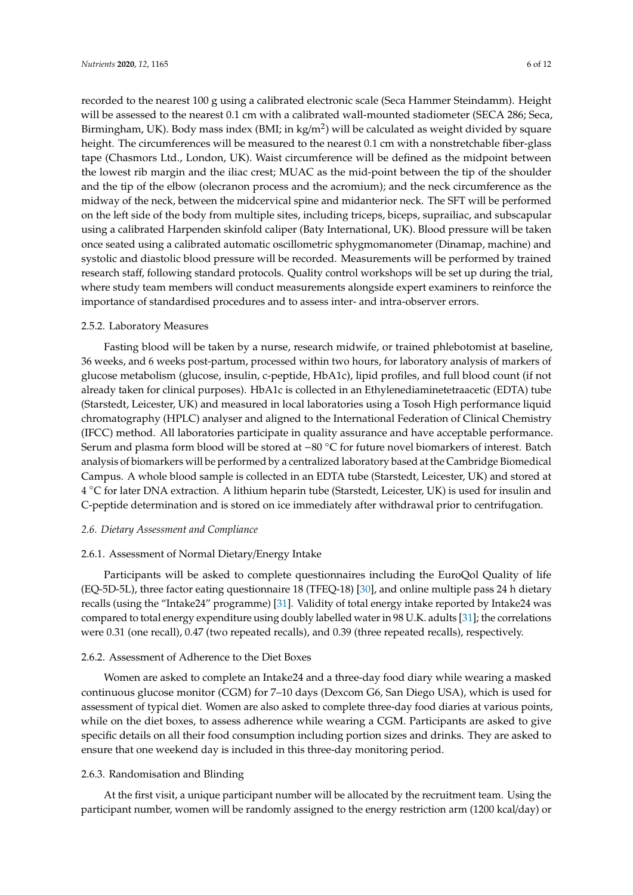recorded to the nearest 100 g using a calibrated electronic scale (Seca Hammer Steindamm). Height will be assessed to the nearest 0.1 cm with a calibrated wall-mounted stadiometer (SECA 286; Seca, Birmingham, UK). Body mass index (BMI; in kg/m$^2$) will be calculated as weight divided by square height. The circumferences will be measured to the nearest 0.1 cm with a nonstretchable fiber-glass tape (Chasmors Ltd., London, UK). Waist circumference will be defined as the midpoint between the lowest rib margin and the iliac crest; MUAC as the mid-point between the tip of the shoulder and the tip of the elbow (olecranon process and the acromium); and the neck circumference as the midway of the neck, between the midcervical spine and midanterior neck. The SFT will be performed on the left side of the body from multiple sites, including triceps, biceps, suprailiac, and subscapular using a calibrated Harpenden skinfold caliper (Baty International, UK). Blood pressure will be taken once seated using a calibrated automatic oscillometric sphygmomanometer (Dinamap, machine) and systolic and diastolic blood pressure will be recorded. Measurements will be performed by trained research staff, following standard protocols. Quality control workshops will be set up during the trial, where study team members will conduct measurements alongside expert examiners to reinforce the importance of standardised procedures and to assess inter- and intra-observer errors.

#### 2.5.2. Laboratory Measures

Fasting blood will be taken by a nurse, research midwife, or trained phlebotomist at baseline, 36 weeks, and 6 weeks post-partum, processed within two hours, for laboratory analysis of markers of glucose metabolism (glucose, insulin, c-peptide, HbA1c), lipid profiles, and full blood count (if not already taken for clinical purposes). HbA1c is collected in an Ethylenediaminetetraacetic (EDTA) tube (Starstedt, Leicester, UK) and measured in local laboratories using a Tosoh High performance liquid chromatography (HPLC) analyser and aligned to the International Federation of Clinical Chemistry (IFCC) method. All laboratories participate in quality assurance and have acceptable performance. Serum and plasma form blood will be stored at −80 °C for future novel biomarkers of interest. Batch analysis of biomarkers will be performed by a centralized laboratory based at the Cambridge Biomedical Campus. A whole blood sample is collected in an EDTA tube (Starstedt, Leicester, UK) and stored at 4 °C for later DNA extraction. A lithium heparin tube (Starstedt, Leicester, UK) is used for insulin and C-peptide determination and is stored on ice immediately after withdrawal prior to centrifugation.

### *2.6. Dietary Assessment and Compliance*

#### 2.6.1. Assessment of Normal Dietary/Energy Intake

Participants will be asked to complete questionnaires including the EuroQol Quality of life (EQ-5D-5L), three factor eating questionnaire 18 (TFEQ-18) [30], and online multiple pass 24 h dietary recalls (using the "Intake24" programme) [31]. Validity of total energy intake reported by Intake24 was compared to total energy expenditure using doubly labelled water in 98 U.K. adults [31]; the correlations were 0.31 (one recall), 0.47 (two repeated recalls), and 0.39 (three repeated recalls), respectively.

#### 2.6.2. Assessment of Adherence to the Diet Boxes

Women are asked to complete an Intake24 and a three-day food diary while wearing a masked continuous glucose monitor (CGM) for 7–10 days (Dexcom G6, San Diego USA), which is used for assessment of typical diet. Women are also asked to complete three-day food diaries at various points, while on the diet boxes, to assess adherence while wearing a CGM. Participants are asked to give specific details on all their food consumption including portion sizes and drinks. They are asked to ensure that one weekend day is included in this three-day monitoring period.

#### 2.6.3. Randomisation and Blinding

At the first visit, a unique participant number will be allocated by the recruitment team. Using the participant number, women will be randomly assigned to the energy restriction arm (1200 kcal/day) or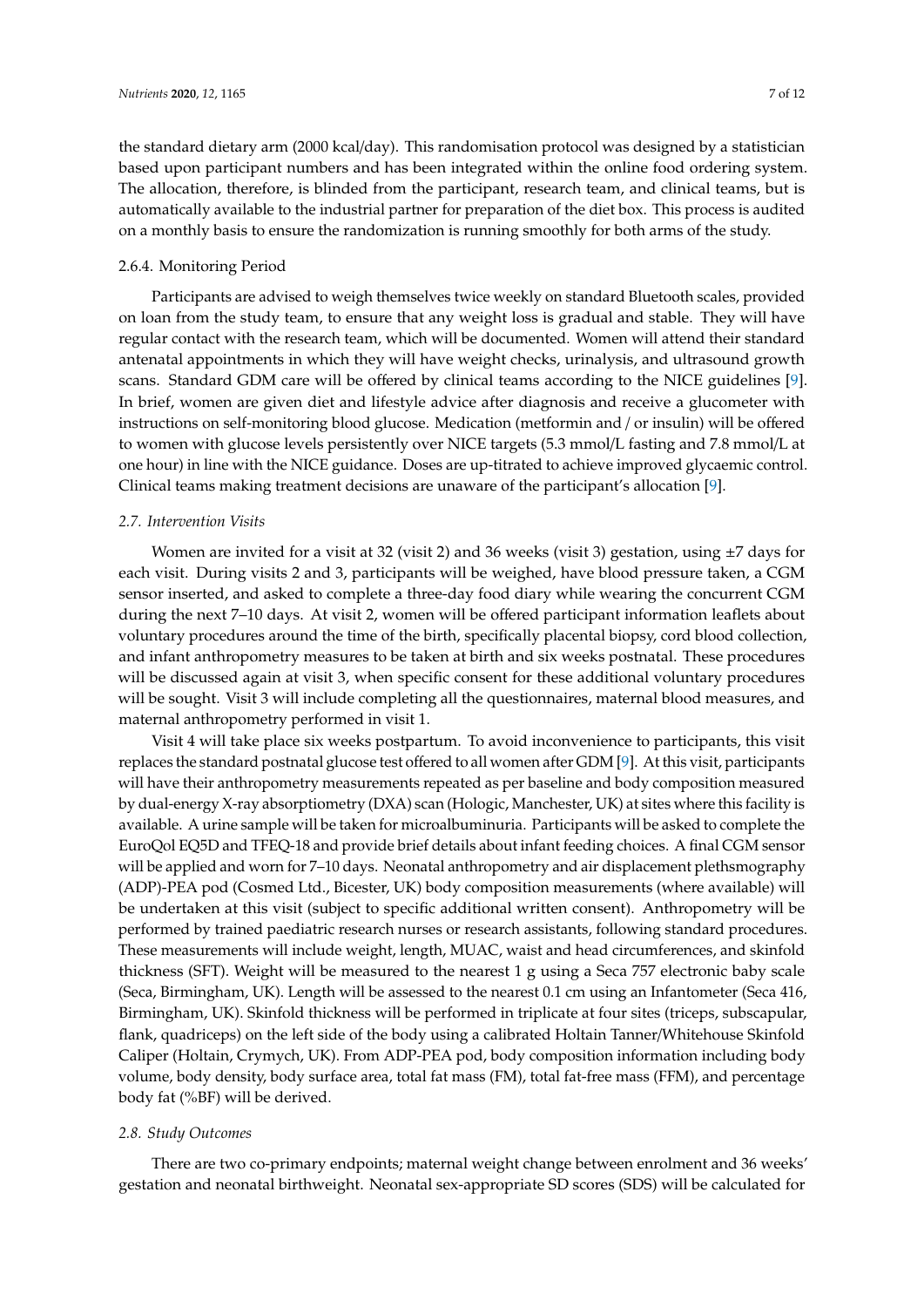the standard dietary arm (2000 kcal/day). This randomisation protocol was designed by a statistician based upon participant numbers and has been integrated within the online food ordering system. The allocation, therefore, is blinded from the participant, research team, and clinical teams, but is automatically available to the industrial partner for preparation of the diet box. This process is audited on a monthly basis to ensure the randomization is running smoothly for both arms of the study.

#### 2.6.4. Monitoring Period

Participants are advised to weigh themselves twice weekly on standard Bluetooth scales, provided on loan from the study team, to ensure that any weight loss is gradual and stable. They will have regular contact with the research team, which will be documented. Women will attend their standard antenatal appointments in which they will have weight checks, urinalysis, and ultrasound growth scans. Standard GDM care will be offered by clinical teams according to the NICE guidelines [9]. In brief, women are given diet and lifestyle advice after diagnosis and receive a glucometer with instructions on self-monitoring blood glucose. Medication (metformin and / or insulin) will be offered to women with glucose levels persistently over NICE targets (5.3 mmol/L fasting and 7.8 mmol/L at one hour) in line with the NICE guidance. Doses are up-titrated to achieve improved glycaemic control. Clinical teams making treatment decisions are unaware of the participant's allocation [9].

### *2.7. Intervention Visits*

Women are invited for a visit at 32 (visit 2) and 36 weeks (visit 3) gestation, using ±7 days for each visit. During visits 2 and 3, participants will be weighed, have blood pressure taken, a CGM sensor inserted, and asked to complete a three-day food diary while wearing the concurrent CGM during the next 7–10 days. At visit 2, women will be offered participant information leaflets about voluntary procedures around the time of the birth, specifically placental biopsy, cord blood collection, and infant anthropometry measures to be taken at birth and six weeks postnatal. These procedures will be discussed again at visit 3, when specific consent for these additional voluntary procedures will be sought. Visit 3 will include completing all the questionnaires, maternal blood measures, and maternal anthropometry performed in visit 1.

Visit 4 will take place six weeks postpartum. To avoid inconvenience to participants, this visit replaces the standard postnatal glucose test offered to all women after GDM [9]. At this visit, participants will have their anthropometry measurements repeated as per baseline and body composition measured by dual-energy X-ray absorptiometry (DXA) scan (Hologic, Manchester, UK) at sites where this facility is available. A urine sample will be taken for microalbuminuria. Participants will be asked to complete the EuroQol EQ5D and TFEQ-18 and provide brief details about infant feeding choices. A final CGM sensor will be applied and worn for 7–10 days. Neonatal anthropometry and air displacement plethsmography (ADP)-PEA pod (Cosmed Ltd., Bicester, UK) body composition measurements (where available) will be undertaken at this visit (subject to specific additional written consent). Anthropometry will be performed by trained paediatric research nurses or research assistants, following standard procedures. These measurements will include weight, length, MUAC, waist and head circumferences, and skinfold thickness (SFT). Weight will be measured to the nearest 1 g using a Seca 757 electronic baby scale (Seca, Birmingham, UK). Length will be assessed to the nearest 0.1 cm using an Infantometer (Seca 416, Birmingham, UK). Skinfold thickness will be performed in triplicate at four sites (triceps, subscapular, flank, quadriceps) on the left side of the body using a calibrated Holtain Tanner/Whitehouse Skinfold Caliper (Holtain, Crymych, UK). From ADP-PEA pod, body composition information including body volume, body density, body surface area, total fat mass (FM), total fat-free mass (FFM), and percentage body fat (%BF) will be derived.

### *2.8. Study Outcomes*

There are two co-primary endpoints; maternal weight change between enrolment and 36 weeks' gestation and neonatal birthweight. Neonatal sex-appropriate SD scores (SDS) will be calculated for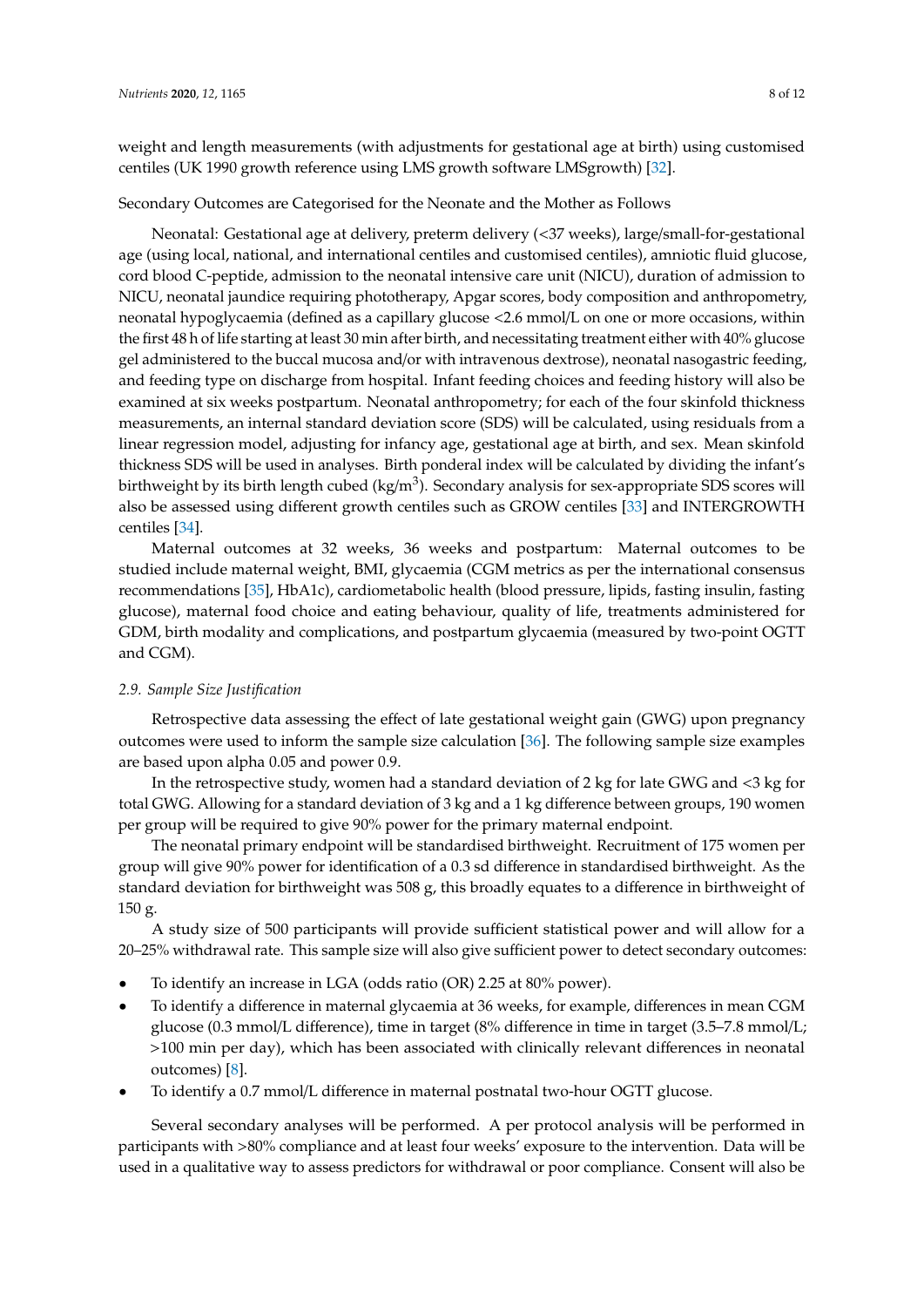weight and length measurements (with adjustments for gestational age at birth) using customised centiles (UK 1990 growth reference using LMS growth software LMSgrowth) [32].

Secondary Outcomes are Categorised for the Neonate and the Mother as Follows

Neonatal: Gestational age at delivery, preterm delivery (<37 weeks), large/small-for-gestational age (using local, national, and international centiles and customised centiles), amniotic fluid glucose, cord blood C-peptide, admission to the neonatal intensive care unit (NICU), duration of admission to NICU, neonatal jaundice requiring phototherapy, Apgar scores, body composition and anthropometry, neonatal hypoglycaemia (defined as a capillary glucose <2.6 mmol/L on one or more occasions, within the first 48 h of life starting at least 30 min after birth, and necessitating treatment either with 40% glucose gel administered to the buccal mucosa and/or with intravenous dextrose), neonatal nasogastric feeding, and feeding type on discharge from hospital. Infant feeding choices and feeding history will also be examined at six weeks postpartum. Neonatal anthropometry; for each of the four skinfold thickness measurements, an internal standard deviation score (SDS) will be calculated, using residuals from a linear regression model, adjusting for infancy age, gestational age at birth, and sex. Mean skinfold thickness SDS will be used in analyses. Birth ponderal index will be calculated by dividing the infant's birthweight by its birth length cubed ($kg/m^3$). Secondary analysis for sex-appropriate SDS scores will also be assessed using different growth centiles such as GROW centiles [33] and INTERGROWTH centiles [34].

Maternal outcomes at 32 weeks, 36 weeks and postpartum: Maternal outcomes to be studied include maternal weight, BMI, glycaemia (CGM metrics as per the international consensus recommendations [35], HbA1c), cardiometabolic health (blood pressure, lipids, fasting insulin, fasting glucose), maternal food choice and eating behaviour, quality of life, treatments administered for GDM, birth modality and complications, and postpartum glycaemia (measured by two-point OGTT and CGM).

### *2.9. Sample Size Justification*

Retrospective data assessing the effect of late gestational weight gain (GWG) upon pregnancy outcomes were used to inform the sample size calculation [36]. The following sample size examples are based upon alpha 0.05 and power 0.9.

In the retrospective study, women had a standard deviation of 2 kg for late GWG and <3 kg for total GWG. Allowing for a standard deviation of 3 kg and a 1 kg difference between groups, 190 women per group will be required to give 90% power for the primary maternal endpoint.

The neonatal primary endpoint will be standardised birthweight. Recruitment of 175 women per group will give 90% power for identification of a 0.3 sd difference in standardised birthweight. As the standard deviation for birthweight was 508 g, this broadly equates to a difference in birthweight of 150 g.

A study size of 500 participants will provide sufficient statistical power and will allow for a 20–25% withdrawal rate. This sample size will also give sufficient power to detect secondary outcomes:

- To identify an increase in LGA (odds ratio (OR) 2.25 at 80% power).
- To identify a difference in maternal glycaemia at 36 weeks, for example, differences in mean CGM glucose (0.3 mmol/L difference), time in target (8% difference in time in target (3.5–7.8 mmol/L; >100 min per day), which has been associated with clinically relevant differences in neonatal outcomes) [8].
- To identify a 0.7 mmol/L difference in maternal postnatal two-hour OGTT glucose.

Several secondary analyses will be performed. A per protocol analysis will be performed in participants with >80% compliance and at least four weeks' exposure to the intervention. Data will be used in a qualitative way to assess predictors for withdrawal or poor compliance. Consent will also be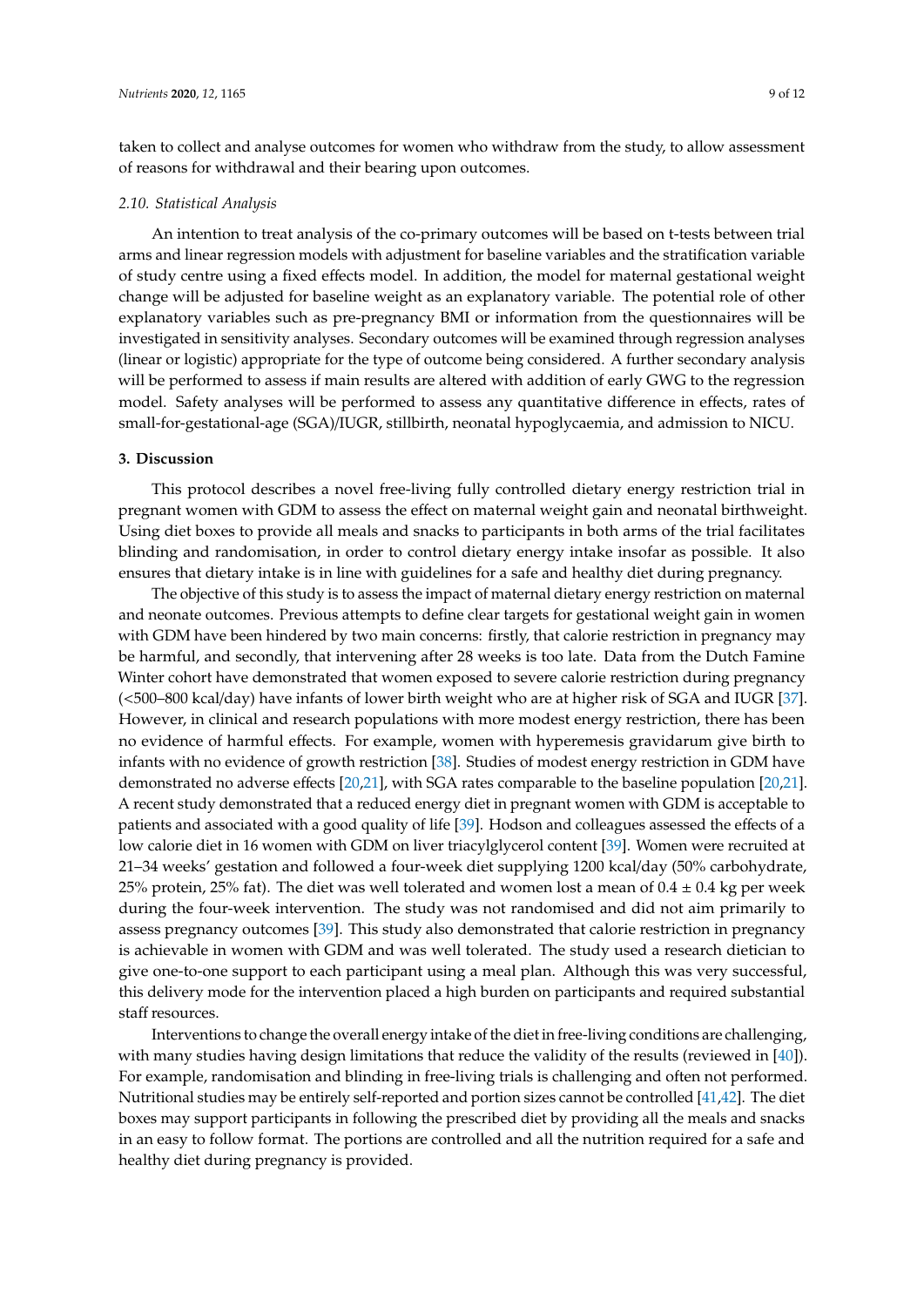taken to collect and analyse outcomes for women who withdraw from the study, to allow assessment of reasons for withdrawal and their bearing upon outcomes.

### *2.10. Statistical Analysis*

An intention to treat analysis of the co-primary outcomes will be based on t-tests between trial arms and linear regression models with adjustment for baseline variables and the stratification variable of study centre using a fixed effects model. In addition, the model for maternal gestational weight change will be adjusted for baseline weight as an explanatory variable. The potential role of other explanatory variables such as pre-pregnancy BMI or information from the questionnaires will be investigated in sensitivity analyses. Secondary outcomes will be examined through regression analyses (linear or logistic) appropriate for the type of outcome being considered. A further secondary analysis will be performed to assess if main results are altered with addition of early GWG to the regression model. Safety analyses will be performed to assess any quantitative difference in effects, rates of small-for-gestational-age (SGA)/IUGR, stillbirth, neonatal hypoglycaemia, and admission to NICU.

## **3. Discussion**

This protocol describes a novel free-living fully controlled dietary energy restriction trial in pregnant women with GDM to assess the effect on maternal weight gain and neonatal birthweight. Using diet boxes to provide all meals and snacks to participants in both arms of the trial facilitates blinding and randomisation, in order to control dietary energy intake insofar as possible. It also ensures that dietary intake is in line with guidelines for a safe and healthy diet during pregnancy.

The objective of this study is to assess the impact of maternal dietary energy restriction on maternal and neonate outcomes. Previous attempts to define clear targets for gestational weight gain in women with GDM have been hindered by two main concerns: firstly, that calorie restriction in pregnancy may be harmful, and secondly, that intervening after 28 weeks is too late. Data from the Dutch Famine Winter cohort have demonstrated that women exposed to severe calorie restriction during pregnancy (<500–800 kcal/day) have infants of lower birth weight who are at higher risk of SGA and IUGR [37]. However, in clinical and research populations with more modest energy restriction, there has been no evidence of harmful effects. For example, women with hyperemesis gravidarum give birth to infants with no evidence of growth restriction [38]. Studies of modest energy restriction in GDM have demonstrated no adverse effects [20,21], with SGA rates comparable to the baseline population [20,21]. A recent study demonstrated that a reduced energy diet in pregnant women with GDM is acceptable to patients and associated with a good quality of life [39]. Hodson and colleagues assessed the effects of a low calorie diet in 16 women with GDM on liver triacylglycerol content [39]. Women were recruited at 21–34 weeks' gestation and followed a four-week diet supplying 1200 kcal/day (50% carbohydrate, 25% protein, 25% fat). The diet was well tolerated and women lost a mean of $0.4 \pm 0.4$ kg per week during the four-week intervention. The study was not randomised and did not aim primarily to assess pregnancy outcomes [39]. This study also demonstrated that calorie restriction in pregnancy is achievable in women with GDM and was well tolerated. The study used a research dietician to give one-to-one support to each participant using a meal plan. Although this was very successful, this delivery mode for the intervention placed a high burden on participants and required substantial staff resources.

Interventions to change the overall energy intake of the diet in free-living conditions are challenging, with many studies having design limitations that reduce the validity of the results (reviewed in [40]). For example, randomisation and blinding in free-living trials is challenging and often not performed. Nutritional studies may be entirely self-reported and portion sizes cannot be controlled [41,42]. The diet boxes may support participants in following the prescribed diet by providing all the meals and snacks in an easy to follow format. The portions are controlled and all the nutrition required for a safe and healthy diet during pregnancy is provided.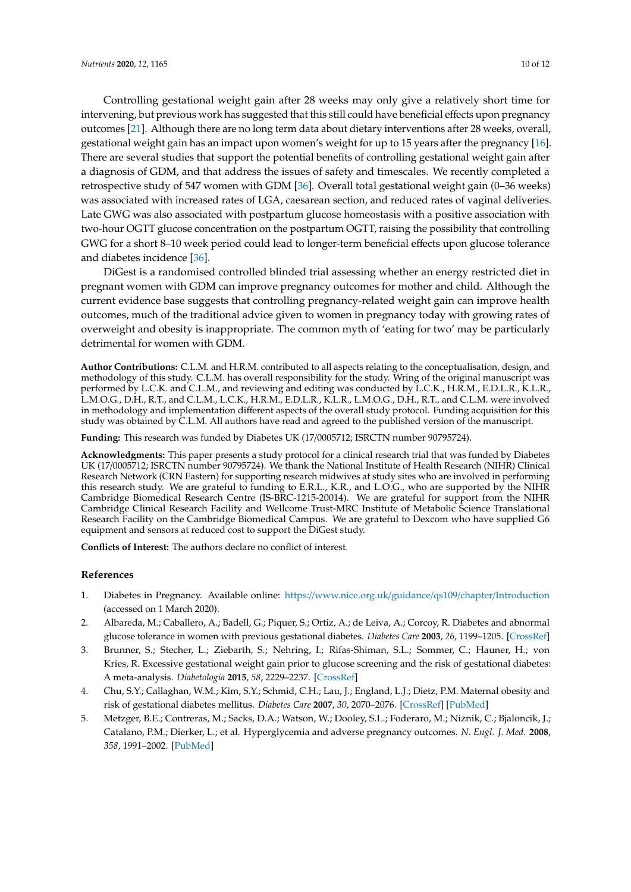Controlling gestational weight gain after 28 weeks may only give a relatively short time for intervening, but previous work has suggested that this still could have beneficial effects upon pregnancy outcomes [21]. Although there are no long term data about dietary interventions after 28 weeks, overall, gestational weight gain has an impact upon women's weight for up to 15 years after the pregnancy [16]. There are several studies that support the potential benefits of controlling gestational weight gain after a diagnosis of GDM, and that address the issues of safety and timescales. We recently completed a retrospective study of 547 women with GDM [36]. Overall total gestational weight gain (0–36 weeks) was associated with increased rates of LGA, caesarean section, and reduced rates of vaginal deliveries. Late GWG was also associated with postpartum glucose homeostasis with a positive association with two-hour OGTT glucose concentration on the postpartum OGTT, raising the possibility that controlling GWG for a short 8–10 week period could lead to longer-term beneficial effects upon glucose tolerance and diabetes incidence [36].

DiGest is a randomised controlled blinded trial assessing whether an energy restricted diet in pregnant women with GDM can improve pregnancy outcomes for mother and child. Although the current evidence base suggests that controlling pregnancy-related weight gain can improve health outcomes, much of the traditional advice given to women in pregnancy today with growing rates of overweight and obesity is inappropriate. The common myth of 'eating for two' may be particularly detrimental for women with GDM.

**Author Contributions:** C.L.M. and H.R.M. contributed to all aspects relating to the conceptualisation, design, and methodology of this study. C.L.M. has overall responsibility for the study. Wring of the original manuscript was performed by L.C.K. and C.L.M., and reviewing and editing was conducted by L.C.K., H.R.M., E.D.L.R., K.L.R., L.M.O.G., D.H., R.T., and C.L.M., L.C.K., H.R.M., E.D.L.R., K.L.R., L.M.O.G., D.H., R.T., and C.L.M. were involved in methodology and implementation different aspects of the overall study protocol. Funding acquisition for this study was obtained by C.L.M. All authors have read and agreed to the published version of the manuscript.

**Funding:** This research was funded by Diabetes UK (17/0005712; ISRCTN number 90795724).

**Acknowledgments:** This paper presents a study protocol for a clinical research trial that was funded by Diabetes UK (17/0005712; ISRCTN number 90795724). We thank the National Institute of Health Research (NIHR) Clinical Research Network (CRN Eastern) for supporting research midwives at study sites who are involved in performing this research study. We are grateful to funding to E.R.L., K.R., and L.O.G., who are supported by the NIHR Cambridge Biomedical Research Centre (IS-BRC-1215-20014). We are grateful for support from the NIHR Cambridge Clinical Research Facility and Wellcome Trust-MRC Institute of Metabolic Science Translational Research Facility on the Cambridge Biomedical Campus. We are grateful to Dexcom who have supplied G6 equipment and sensors at reduced cost to support the DiGest study.

**Conflicts of Interest:** The authors declare no conflict of interest.

## References

1. Diabetes in Pregnancy. Available online: https://www.nice.org.uk/guidance/qs109/chapter/Introduction (accessed on 1 March 2020).
2. Albareda, M.; Caballero, A.; Badell, G.; Piquer, S.; Ortiz, A.; de Leiva, A.; Corcoy, R. Diabetes and abnormal glucose tolerance in women with previous gestational diabetes. *Diabetes Care* **2003**, *26*, 1199–1205. [CrossRef]
3. Brunner, S.; Stecher, L.; Ziebarth, S.; Nehring, I.; Rifas-Shiman, S.L.; Sommer, C.; Hauner, H.; von Kries, R. Excessive gestational weight gain prior to glucose screening and the risk of gestational diabetes: A meta-analysis. *Diabetologia* **2015**, *58*, 2229–2237. [CrossRef]
4. Chu, S.Y.; Callaghan, W.M.; Kim, S.Y.; Schmid, C.H.; Lau, J.; England, L.J.; Dietz, P.M. Maternal obesity and risk of gestational diabetes mellitus. *Diabetes Care* **2007**, *30*, 2070–2076. [CrossRef] [PubMed]
5. Metzger, B.E.; Contreras, M.; Sacks, D.A.; Watson, W.; Dooley, S.L.; Foderaro, M.; Niznik, C.; Bjaloncik, J.; Catalano, P.M.; Dierker, L.; et al. Hyperglycemia and adverse pregnancy outcomes. *N. Engl. J. Med.* **2008**, *358*, 1991–2002. [PubMed]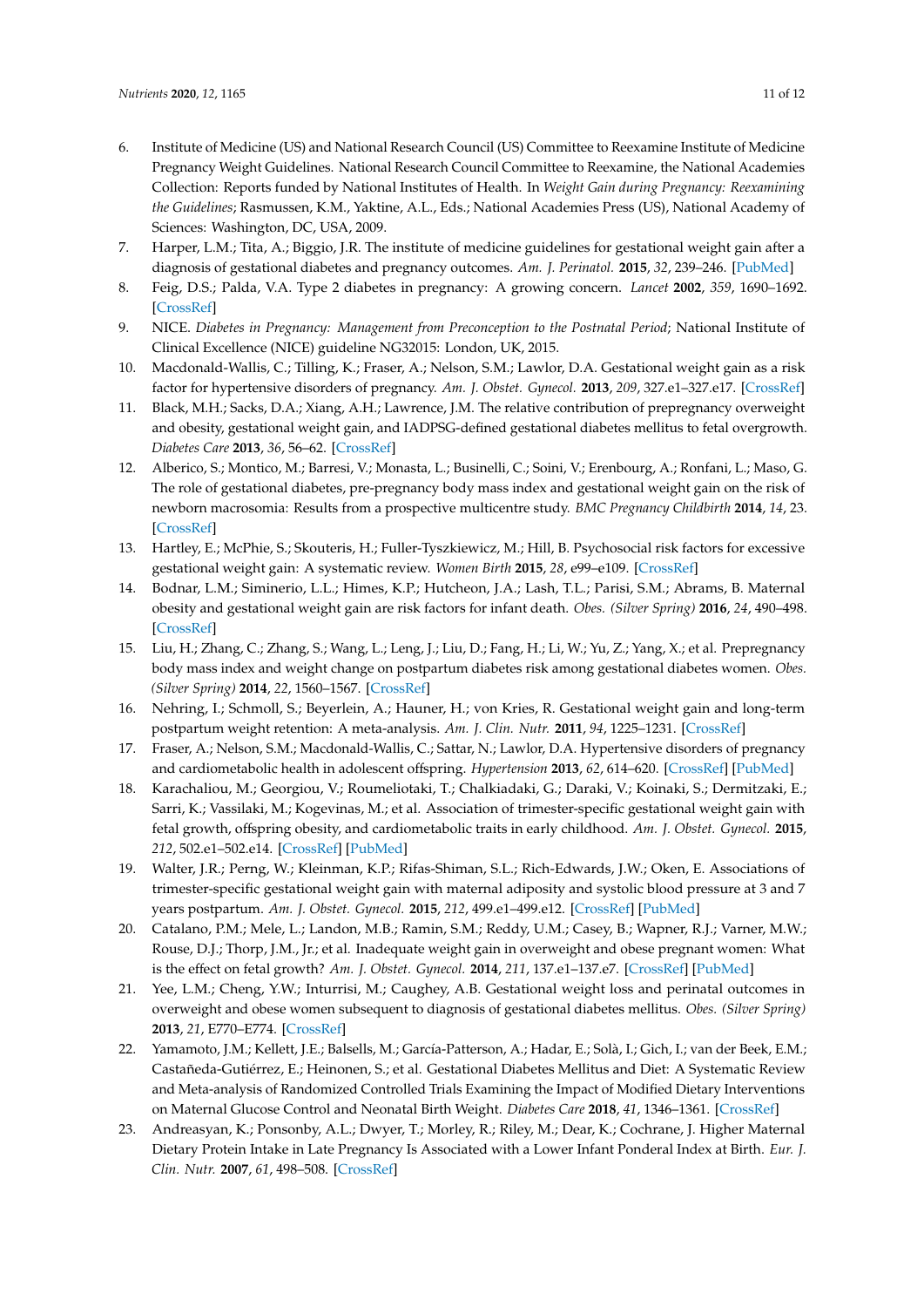6. Institute of Medicine (US) and National Research Council (US) Committee to Reexamine Institute of Medicine Pregnancy Weight Guidelines. National Research Council Committee to Reexamine, the National Academies Collection: Reports funded by National Institutes of Health. In *Weight Gain during Pregnancy: Reexamining the Guidelines*; Rasmussen, K.M., Yaktine, A.L., Eds.; National Academies Press (US), National Academy of Sciences: Washington, DC, USA, 2009.
7. Harper, L.M.; Tita, A.; Biggio, J.R. The institute of medicine guidelines for gestational weight gain after a diagnosis of gestational diabetes and pregnancy outcomes. *Am. J. Perinatol.* **2015**, *32*, 239–246. [PubMed]
8. Feig, D.S.; Palda, V.A. Type 2 diabetes in pregnancy: A growing concern. *Lancet* **2002**, *359*, 1690–1692. [CrossRef]
9. NICE. *Diabetes in Pregnancy: Management from Preconception to the Postnatal Period*; National Institute of Clinical Excellence (NICE) guideline NG32015: London, UK, 2015.
10. Macdonald-Wallis, C.; Tilling, K.; Fraser, A.; Nelson, S.M.; Lawlor, D.A. Gestational weight gain as a risk factor for hypertensive disorders of pregnancy. *Am. J. Obstet. Gynecol.* **2013**, *209*, 327.e1–327.e17. [CrossRef]
11. Black, M.H.; Sacks, D.A.; Xiang, A.H.; Lawrence, J.M. The relative contribution of prepregnancy overweight and obesity, gestational weight gain, and IADPSG-defined gestational diabetes mellitus to fetal overgrowth. *Diabetes Care* **2013**, *36*, 56–62. [CrossRef]
12. Alberico, S.; Montico, M.; Barresi, V.; Monasta, L.; Businelli, C.; Soini, V.; Erenbourg, A.; Ronfani, L.; Maso, G. The role of gestational diabetes, pre-pregnancy body mass index and gestational weight gain on the risk of newborn macrosomia: Results from a prospective multicentre study. *BMC Pregnancy Childbirth* **2014**, *14*, 23. [CrossRef]
13. Hartley, E.; McPhie, S.; Skouteris, H.; Fuller-Tyszkiewicz, M.; Hill, B. Psychosocial risk factors for excessive gestational weight gain: A systematic review. *Women Birth* **2015**, *28*, e99–e109. [CrossRef]
14. Bodnar, L.M.; Siminerio, L.L.; Himes, K.P.; Hutcheon, J.A.; Lash, T.L.; Parisi, S.M.; Abrams, B. Maternal obesity and gestational weight gain are risk factors for infant death. *Obes. (Silver Spring)* **2016**, *24*, 490–498. [CrossRef]
15. Liu, H.; Zhang, C.; Zhang, S.; Wang, L.; Leng, J.; Liu, D.; Fang, H.; Li, W.; Yu, Z.; Yang, X.; et al. Prepregnancy body mass index and weight change on postpartum diabetes risk among gestational diabetes women. *Obes. (Silver Spring)* **2014**, *22*, 1560–1567. [CrossRef]
16. Nehring, I.; Schmoll, S.; Beyerlein, A.; Hauner, H.; von Kries, R. Gestational weight gain and long-term postpartum weight retention: A meta-analysis. *Am. J. Clin. Nutr.* **2011**, *94*, 1225–1231. [CrossRef]
17. Fraser, A.; Nelson, S.M.; Macdonald-Wallis, C.; Sattar, N.; Lawlor, D.A. Hypertensive disorders of pregnancy and cardiometabolic health in adolescent offspring. *Hypertension* **2013**, *62*, 614–620. [CrossRef] [PubMed]
18. Karachaliou, M.; Georgiou, V.; Roumeliotaki, T.; Chalkiadaki, G.; Daraki, V.; Koinaki, S.; Dermitzaki, E.; Sarri, K.; Vassilaki, M.; Kogevinas, M.; et al. Association of trimester-specific gestational weight gain with fetal growth, offspring obesity, and cardiometabolic traits in early childhood. *Am. J. Obstet. Gynecol.* **2015**, *212*, 502.e1–502.e14. [CrossRef] [PubMed]
19. Walter, J.R.; Perng, W.; Kleinman, K.P.; Rifas-Shiman, S.L.; Rich-Edwards, J.W.; Oken, E. Associations of trimester-specific gestational weight gain with maternal adiposity and systolic blood pressure at 3 and 7 years postpartum. *Am. J. Obstet. Gynecol.* **2015**, *212*, 499.e1–499.e12. [CrossRef] [PubMed]
20. Catalano, P.M.; Mele, L.; Landon, M.B.; Ramin, S.M.; Reddy, U.M.; Casey, B.; Wapner, R.J.; Varner, M.W.; Rouse, D.J.; Thorp, J.M., Jr.; et al. Inadequate weight gain in overweight and obese pregnant women: What is the effect on fetal growth? *Am. J. Obstet. Gynecol.* **2014**, *211*, 137.e1–137.e7. [CrossRef] [PubMed]
21. Yee, L.M.; Cheng, Y.W.; Inturrisi, M.; Caughey, A.B. Gestational weight loss and perinatal outcomes in overweight and obese women subsequent to diagnosis of gestational diabetes mellitus. *Obes. (Silver Spring)* **2013**, *21*, E770–E774. [CrossRef]
22. Yamamoto, J.M.; Kellett, J.E.; Balsells, M.; García-Patterson, A.; Hadar, E.; Solà, I.; Gich, I.; van der Beek, E.M.; Castañeda-Gutiérrez, E.; Heinonen, S.; et al. Gestational Diabetes Mellitus and Diet: A Systematic Review and Meta-analysis of Randomized Controlled Trials Examining the Impact of Modified Dietary Interventions on Maternal Glucose Control and Neonatal Birth Weight. *Diabetes Care* **2018**, *41*, 1346–1361. [CrossRef]
23. Andreasyan, K.; Ponsonby, A.L.; Dwyer, T.; Morley, R.; Riley, M.; Dear, K.; Cochrane, J. Higher Maternal Dietary Protein Intake in Late Pregnancy Is Associated with a Lower Infant Ponderal Index at Birth. *Eur. J. Clin. Nutr.* **2007**, *61*, 498–508. [CrossRef]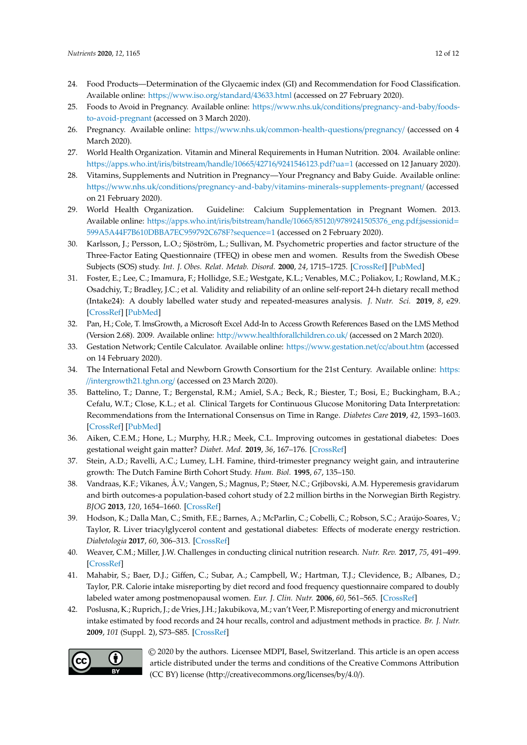24. Food Products—Determination of the Glycaemic index (GI) and Recommendation for Food Classification. Available online: https://www.iso.org/standard/43633.html (accessed on 27 February 2020).
25. Foods to Avoid in Pregnancy. Available online: https://www.nhs.uk/conditions/pregnancy-and-baby/foods-to-avoid-pregnant (accessed on 3 March 2020).
26. Pregnancy. Available online: https://www.nhs.uk/common-health-questions/pregnancy/ (accessed on 4 March 2020).
27. World Health Organization. Vitamin and Mineral Requirements in Human Nutrition. 2004. Available online: https://apps.who.int/iris/bitstream/handle/10665/42716/9241546123.pdf?ua=1 (accessed on 12 January 2020).
28. Vitamins, Supplements and Nutrition in Pregnancy—Your Pregnancy and Baby Guide. Available online: https://www.nhs.uk/conditions/pregnancy-and-baby/vitamins-minerals-supplements-pregnant/ (accessed on 21 February 2020).
29. World Health Organization. Guideline: Calcium Supplementation in Pregnant Women. 2013. Available online: https://apps.who.int/iris/bitstream/handle/10665/85120/9789241505376_eng.pdf;jsessionid=599A5A44F7B610DBBA7EC959792C678F?sequence=1 (accessed on 2 February 2020).
30. Karlsson, J.; Persson, L.O.; Sjöström, L.; Sullivan, M. Psychometric properties and factor structure of the Three-Factor Eating Questionnaire (TFEQ) in obese men and women. Results from the Swedish Obese Subjects (SOS) study. *Int. J. Obes. Relat. Metab. Disord.* **2000**, *24*, 1715–1725. [CrossRef] [PubMed]
31. Foster, E.; Lee, C.; Imamura, F.; Hollidge, S.E.; Westgate, K.L.; Venables, M.C.; Poliakov, I.; Rowland, M.K.; Osadchiy, T.; Bradley, J.C.; et al. Validity and reliability of an online self-report 24-h dietary recall method (Intake24): A doubly labelled water study and repeated-measures analysis. *J. Nutr. Sci.* **2019**, *8*, e29. [CrossRef] [PubMed]
32. Pan, H.; Cole, T. lmsGrowth, a Microsoft Excel Add-In to Access Growth References Based on the LMS Method (Version 2.68). 2009. Available online: http://www.healthforallchildren.co.uk/ (accessed on 2 March 2020).
33. Gestation Network; Centile Calculator. Available online: https://www.gestation.net/cc/about.htm (accessed on 14 February 2020).
34. The International Fetal and Newborn Growth Consortium for the 21st Century. Available online: https://intergrowth21.tghn.org/ (accessed on 23 March 2020).
35. Battelino, T.; Danne, T.; Bergenstal, R.M.; Amiel, S.A.; Beck, R.; Biester, T.; Bosi, E.; Buckingham, B.A.; Cefalu, W.T.; Close, K.L.; et al. Clinical Targets for Continuous Glucose Monitoring Data Interpretation: Recommendations from the International Consensus on Time in Range. *Diabetes Care* **2019**, *42*, 1593–1603. [CrossRef] [PubMed]
36. Aiken, C.E.M.; Hone, L.; Murphy, H.R.; Meek, C.L. Improving outcomes in gestational diabetes: Does gestational weight gain matter? *Diabet. Med.* **2019**, *36*, 167–176. [CrossRef]
37. Stein, A.D.; Ravelli, A.C.; Lumey, L.H. Famine, third-trimester pregnancy weight gain, and intrauterine growth: The Dutch Famine Birth Cohort Study. *Hum. Biol.* **1995**, *67*, 135–150.
38. Vandraas, K.F.; Vikanes, Å.V.; Vangen, S.; Magnus, P.; Støer, N.C.; Grjibovski, A.M. Hyperemesis gravidarum and birth outcomes-a population-based cohort study of 2.2 million births in the Norwegian Birth Registry. *BJOG* **2013**, *120*, 1654–1660. [CrossRef]
39. Hodson, K.; Dalla Man, C.; Smith, F.E.; Barnes, A.; McParlin, C.; Cobelli, C.; Robson, S.C.; Araújo-Soares, V.; Taylor, R. Liver triacylglycerol content and gestational diabetes: Effects of moderate energy restriction. *Diabetologia* **2017**, *60*, 306–313. [CrossRef]
40. Weaver, C.M.; Miller, J.W. Challenges in conducting clinical nutrition research. *Nutr. Rev.* **2017**, *75*, 491–499. [CrossRef]
41. Mahabir, S.; Baer, D.J.; Giffen, C.; Subar, A.; Campbell, W.; Hartman, T.J.; Clevidence, B.; Albanes, D.; Taylor, P.R. Calorie intake misreporting by diet record and food frequency questionnaire compared to doubly labeled water among postmenopausal women. *Eur. J. Clin. Nutr.* **2006**, *60*, 561–565. [CrossRef]
42. Poslusna, K.; Ruprich, J.; de Vries, J.H.; Jakubikova, M.; van't Veer, P. Misreporting of energy and micronutrient intake estimated by food records and 24 hour recalls, control and adjustment methods in practice. *Br. J. Nutr.* **2009**, *101* (Suppl. 2), S73–S85. [CrossRef]

© 2020 by the authors. Licensee MDPI, Basel, Switzerland. This article is an open access article distributed under the terms and conditions of the Creative Commons Attribution (CC BY) license (http://creativecommons.org/licenses/by/4.0/).